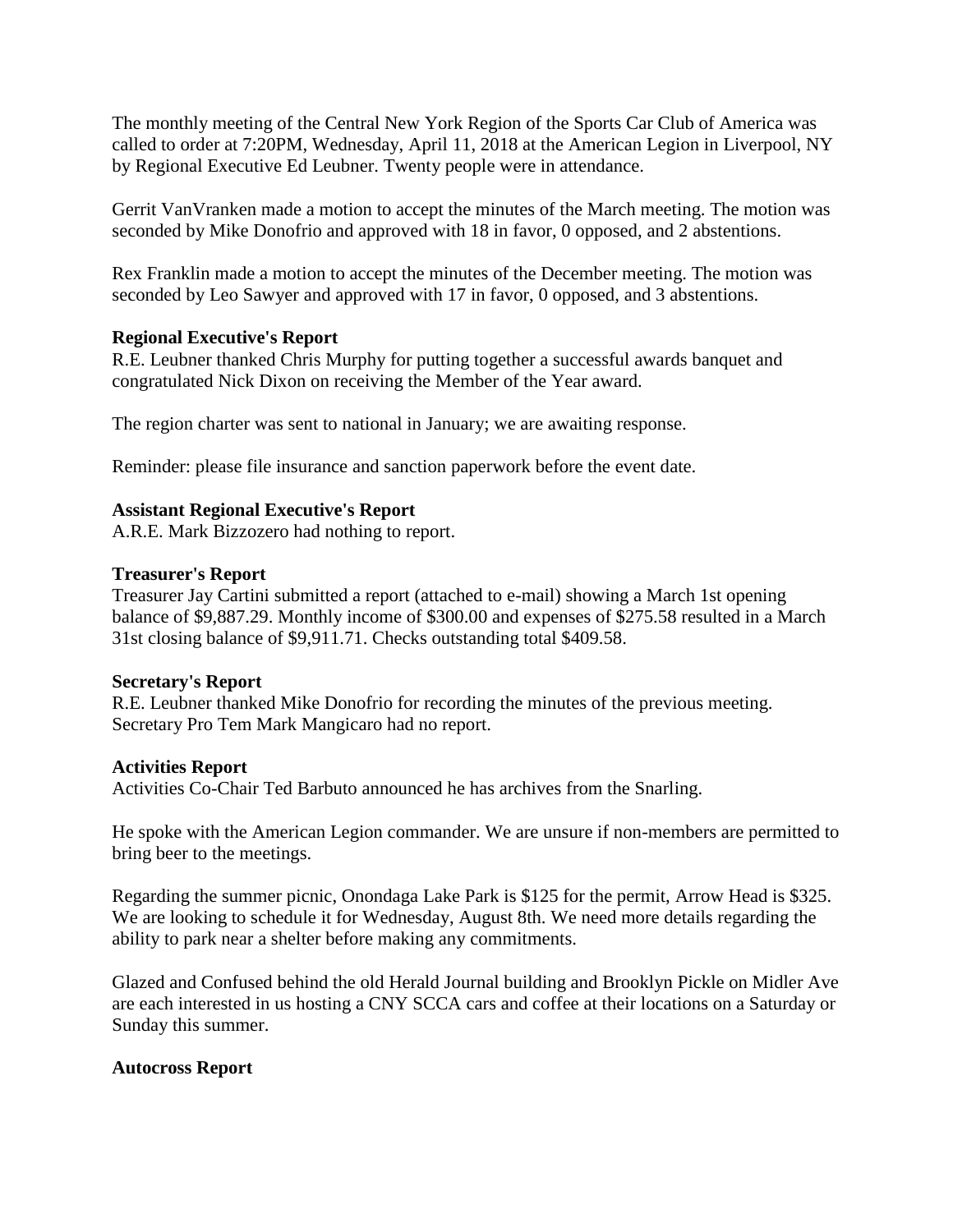The monthly meeting of the Central New York Region of the Sports Car Club of America was called to order at 7:20PM, Wednesday, April 11, 2018 at the American Legion in Liverpool, NY by Regional Executive Ed Leubner. Twenty people were in attendance.

Gerrit VanVranken made a motion to accept the minutes of the March meeting. The motion was seconded by Mike Donofrio and approved with 18 in favor, 0 opposed, and 2 abstentions.

Rex Franklin made a motion to accept the minutes of the December meeting. The motion was seconded by Leo Sawyer and approved with 17 in favor, 0 opposed, and 3 abstentions.

**Regional Executive's Report**

R.E. Leubner thanked Chris Murphy for putting together a successful awards banquet and congratulated Nick Dixon on receiving the Member of the Year award.

The region charter was sent to national in January; we are awaiting response.

Reminder: please file insurance and sanction paperwork before the event date.

**Assistant Regional Executive's Report**

A.R.E. Mark Bizzozero had nothing to report.

**Treasurer's Report**

Treasurer Jay Cartini submitted a report (attached to e-mail) showing a March 1st opening balance of $9,887.29. Monthly income of $300.00 and expenses of $275.58 resulted in a March 31st closing balance of $9,911.71. Checks outstanding total $409.58.

**Secretary's Report**

R.E. Leubner thanked Mike Donofrio for recording the minutes of the previous meeting. Secretary Pro Tem Mark Mangicaro had no report.

**Activities Report**

Activities Co-Chair Ted Barbuto announced he has archives from the Snarling.

He spoke with the American Legion commander. We are unsure if non-members are permitted to bring beer to the meetings.

Regarding the summer picnic, Onondaga Lake Park is $125 for the permit, Arrow Head is $325. We are looking to schedule it for Wednesday, August 8th. We need more details regarding the ability to park near a shelter before making any commitments.

Glazed and Confused behind the old Herald Journal building and Brooklyn Pickle on Midler Ave are each interested in us hosting a CNY SCCA cars and coffee at their locations on a Saturday or Sunday this summer.

**Autocross Report**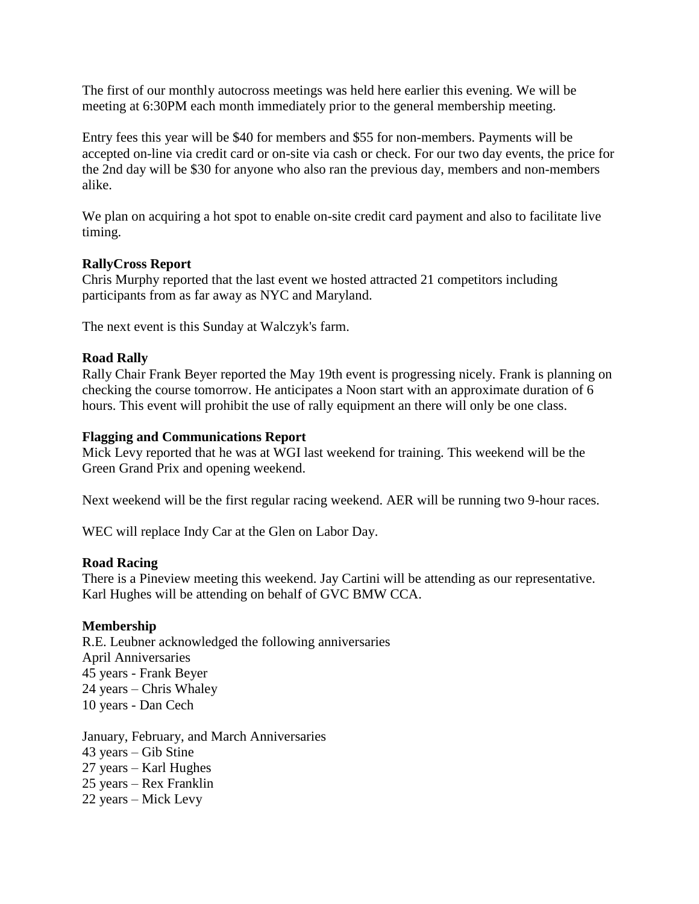The first of our monthly autocross meetings was held here earlier this evening. We will be meeting at 6:30PM each month immediately prior to the general membership meeting.

Entry fees this year will be $40 for members and $55 for non-members. Payments will be accepted on-line via credit card or on-site via cash or check. For our two day events, the price for the 2nd day will be $30 for anyone who also ran the previous day, members and non-members alike.

We plan on acquiring a hot spot to enable on-site credit card payment and also to facilitate live timing.

**RallyCross Report**

Chris Murphy reported that the last event we hosted attracted 21 competitors including participants from as far away as NYC and Maryland.

The next event is this Sunday at Walczyk's farm.

**Road Rally**

Rally Chair Frank Beyer reported the May 19th event is progressing nicely. Frank is planning on checking the course tomorrow. He anticipates a Noon start with an approximate duration of 6 hours. This event will prohibit the use of rally equipment an there will only be one class.

**Flagging and Communications Report**

Mick Levy reported that he was at WGI last weekend for training. This weekend will be the Green Grand Prix and opening weekend.

Next weekend will be the first regular racing weekend. AER will be running two 9-hour races.

WEC will replace Indy Car at the Glen on Labor Day.

**Road Racing**

There is a Pineview meeting this weekend. Jay Cartini will be attending as our representative. Karl Hughes will be attending on behalf of GVC BMW CCA.

**Membership**

R.E. Leubner acknowledged the following anniversaries
April Anniversaries
45 years - Frank Beyer
24 years – Chris Whaley
10 years - Dan Cech

January, February, and March Anniversaries
43 years – Gib Stine
27 years – Karl Hughes
25 years – Rex Franklin
22 years – Mick Levy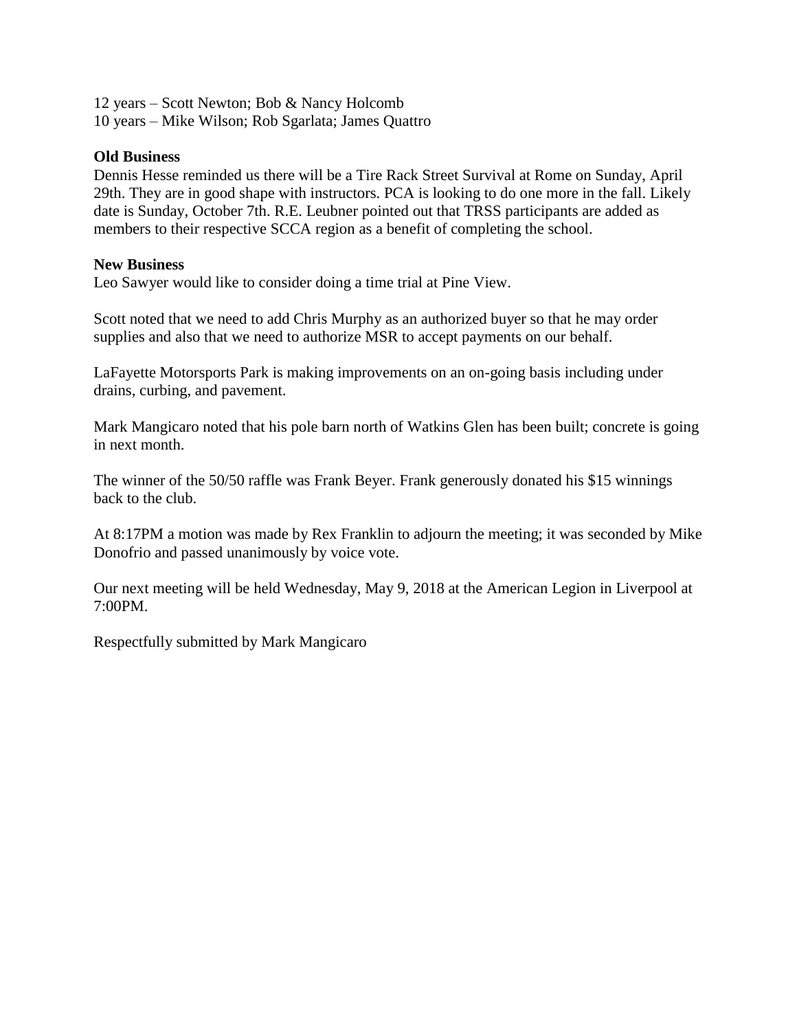12 years – Scott Newton; Bob & Nancy Holcomb
10 years – Mike Wilson; Rob Sgarlata; James Quattro

**Old Business**
Dennis Hesse reminded us there will be a Tire Rack Street Survival at Rome on Sunday, April 29th. They are in good shape with instructors. PCA is looking to do one more in the fall. Likely date is Sunday, October 7th. R.E. Leubner pointed out that TRSS participants are added as members to their respective SCCA region as a benefit of completing the school.

**New Business**
Leo Sawyer would like to consider doing a time trial at Pine View.

Scott noted that we need to add Chris Murphy as an authorized buyer so that he may order supplies and also that we need to authorize MSR to accept payments on our behalf.

LaFayette Motorsports Park is making improvements on an on-going basis including under drains, curbing, and pavement.

Mark Mangicaro noted that his pole barn north of Watkins Glen has been built; concrete is going in next month.

The winner of the 50/50 raffle was Frank Beyer. Frank generously donated his $15 winnings back to the club.

At 8:17PM a motion was made by Rex Franklin to adjourn the meeting; it was seconded by Mike Donofrio and passed unanimously by voice vote.

Our next meeting will be held Wednesday, May 9, 2018 at the American Legion in Liverpool at 7:00PM.

Respectfully submitted by Mark Mangicaro